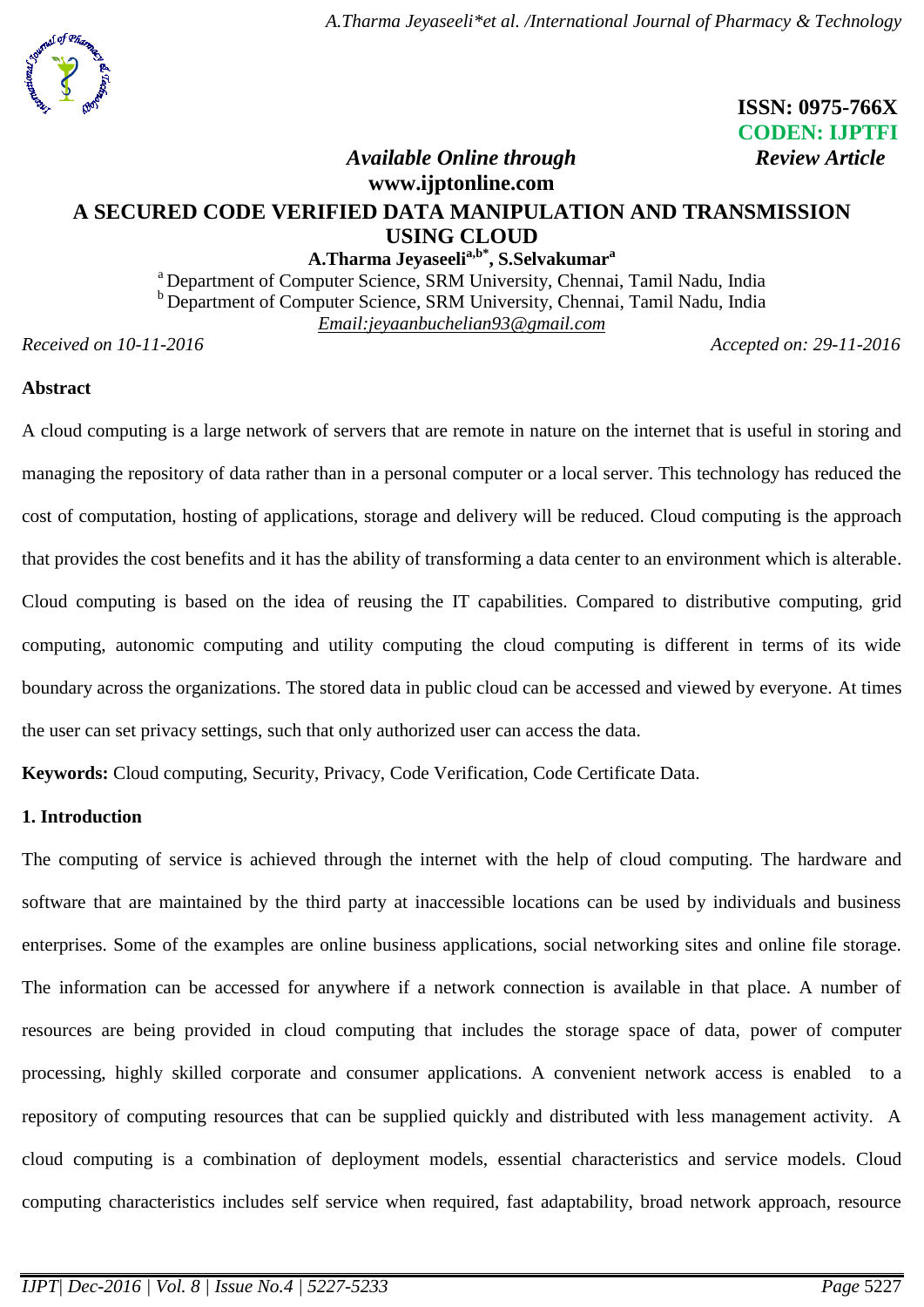ISSN: 0975-766X
CODEN: IJPTFI

*Available Online through* *Review Article*

www.ijptonline.com

# A SECURED CODE VERIFIED DATA MANIPULATION AND TRANSMISSION USING CLOUD

**A.Tharma Jeyaseeli[a,b*], S.Selvakumar[a]**

[a] Department of Computer Science, SRM University, Chennai, Tamil Nadu, India
[b] Department of Computer Science, SRM University, Chennai, Tamil Nadu, India
Email:jeyaanbuchelian93@gmail.com

*Received on 10-11-2016* *Accepted on: 29-11-2016*

## Abstract

A cloud computing is a large network of servers that are remote in nature on the internet that is useful in storing and managing the repository of data rather than in a personal computer or a local server. This technology has reduced the cost of computation, hosting of applications, storage and delivery will be reduced. Cloud computing is the approach that provides the cost benefits and it has the ability of transforming a data center to an environment which is alterable. Cloud computing is based on the idea of reusing the IT capabilities. Compared to distributive computing, grid computing, autonomic computing and utility computing the cloud computing is different in terms of its wide boundary across the organizations. The stored data in public cloud can be accessed and viewed by everyone. At times the user can set privacy settings, such that only authorized user can access the data.

**Keywords:** Cloud computing, Security, Privacy, Code Verification, Code Certificate Data.

## 1. Introduction

The computing of service is achieved through the internet with the help of cloud computing. The hardware and software that are maintained by the third party at inaccessible locations can be used by individuals and business enterprises. Some of the examples are online business applications, social networking sites and online file storage. The information can be accessed for anywhere if a network connection is available in that place. A number of resources are being provided in cloud computing that includes the storage space of data, power of computer processing, highly skilled corporate and consumer applications. A convenient network access is enabled to a repository of computing resources that can be supplied quickly and distributed with less management activity. A cloud computing is a combination of deployment models, essential characteristics and service models. Cloud computing characteristics includes self service when required, fast adaptability, broad network approach, resource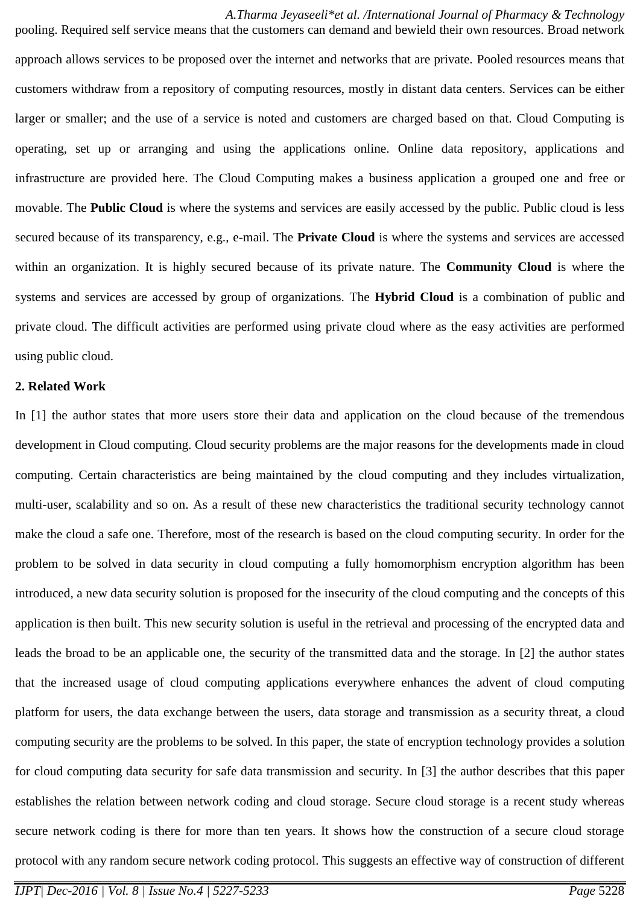pooling. Required self service means that the customers can demand and bewield their own resources. Broad network approach allows services to be proposed over the internet and networks that are private. Pooled resources means that customers withdraw from a repository of computing resources, mostly in distant data centers. Services can be either larger or smaller; and the use of a service is noted and customers are charged based on that. Cloud Computing is operating, set up or arranging and using the applications online. Online data repository, applications and infrastructure are provided here. The Cloud Computing makes a business application a grouped one and free or movable. The **Public Cloud** is where the systems and services are easily accessed by the public. Public cloud is less secured because of its transparency, e.g., e-mail. The **Private Cloud** is where the systems and services are accessed within an organization. It is highly secured because of its private nature. The **Community Cloud** is where the systems and services are accessed by group of organizations. The **Hybrid Cloud** is a combination of public and private cloud. The difficult activities are performed using private cloud where as the easy activities are performed using public cloud.

## 2. Related Work

In [1] the author states that more users store their data and application on the cloud because of the tremendous development in Cloud computing. Cloud security problems are the major reasons for the developments made in cloud computing. Certain characteristics are being maintained by the cloud computing and they includes virtualization, multi-user, scalability and so on. As a result of these new characteristics the traditional security technology cannot make the cloud a safe one. Therefore, most of the research is based on the cloud computing security. In order for the problem to be solved in data security in cloud computing a fully homomorphism encryption algorithm has been introduced, a new data security solution is proposed for the insecurity of the cloud computing and the concepts of this application is then built. This new security solution is useful in the retrieval and processing of the encrypted data and leads the broad to be an applicable one, the security of the transmitted data and the storage. In [2] the author states that the increased usage of cloud computing applications everywhere enhances the advent of cloud computing platform for users, the data exchange between the users, data storage and transmission as a security threat, a cloud computing security are the problems to be solved. In this paper, the state of encryption technology provides a solution for cloud computing data security for safe data transmission and security. In [3] the author describes that this paper establishes the relation between network coding and cloud storage. Secure cloud storage is a recent study whereas secure network coding is there for more than ten years. It shows how the construction of a secure cloud storage protocol with any random secure network coding protocol. This suggests an effective way of construction of different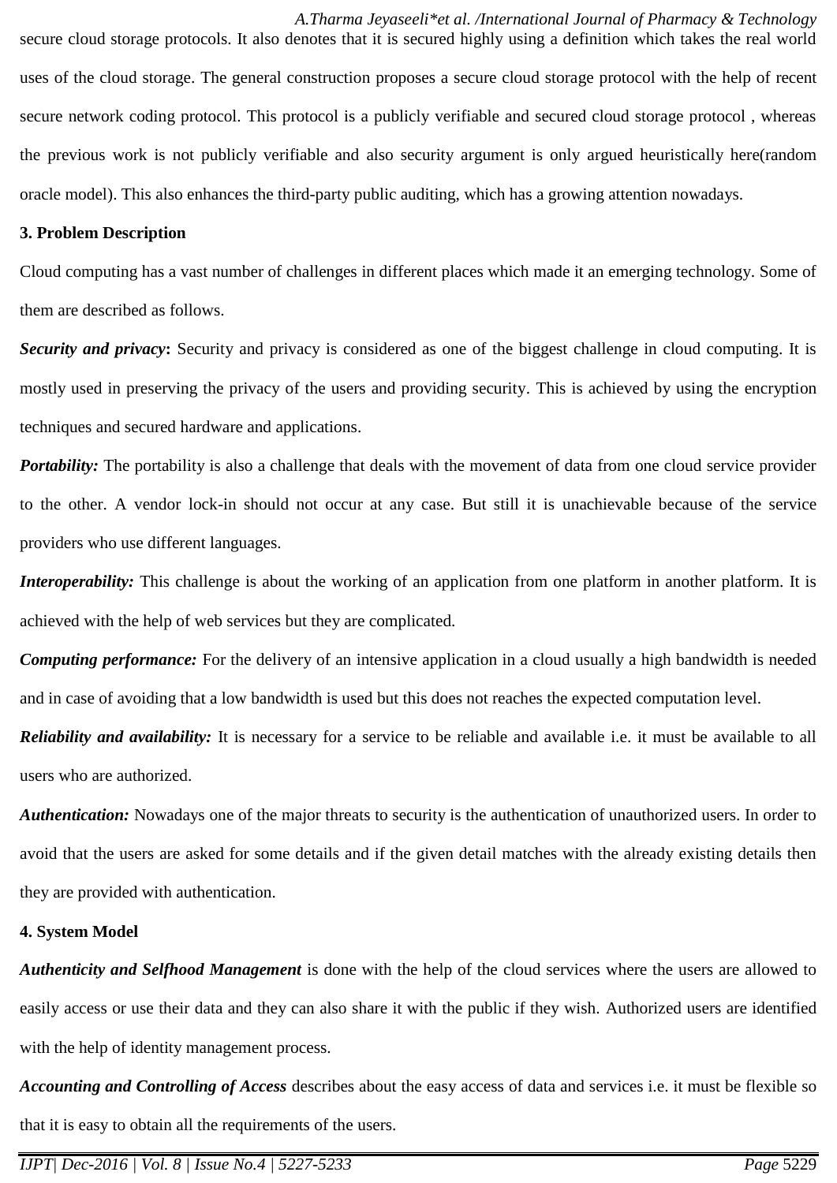secure cloud storage protocols. It also denotes that it is secured highly using a definition which takes the real world uses of the cloud storage. The general construction proposes a secure cloud storage protocol with the help of recent secure network coding protocol. This protocol is a publicly verifiable and secured cloud storage protocol , whereas the previous work is not publicly verifiable and also security argument is only argued heuristically here(random oracle model). This also enhances the third-party public auditing, which has a growing attention nowadays.

## 3. Problem Description

Cloud computing has a vast number of challenges in different places which made it an emerging technology. Some of them are described as follows.

***Security and privacy*:** Security and privacy is considered as one of the biggest challenge in cloud computing. It is mostly used in preserving the privacy of the users and providing security. This is achieved by using the encryption techniques and secured hardware and applications.

***Portability:*** The portability is also a challenge that deals with the movement of data from one cloud service provider to the other. A vendor lock-in should not occur at any case. But still it is unachievable because of the service providers who use different languages.

***Interoperability:*** This challenge is about the working of an application from one platform in another platform. It is achieved with the help of web services but they are complicated.

***Computing performance:*** For the delivery of an intensive application in a cloud usually a high bandwidth is needed and in case of avoiding that a low bandwidth is used but this does not reaches the expected computation level.

***Reliability and availability:*** It is necessary for a service to be reliable and available i.e. it must be available to all users who are authorized.

***Authentication:*** Nowadays one of the major threats to security is the authentication of unauthorized users. In order to avoid that the users are asked for some details and if the given detail matches with the already existing details then they are provided with authentication.

## 4. System Model

***Authenticity and Selfhood Management*** is done with the help of the cloud services where the users are allowed to easily access or use their data and they can also share it with the public if they wish. Authorized users are identified with the help of identity management process.

***Accounting and Controlling of Access*** describes about the easy access of data and services i.e. it must be flexible so that it is easy to obtain all the requirements of the users.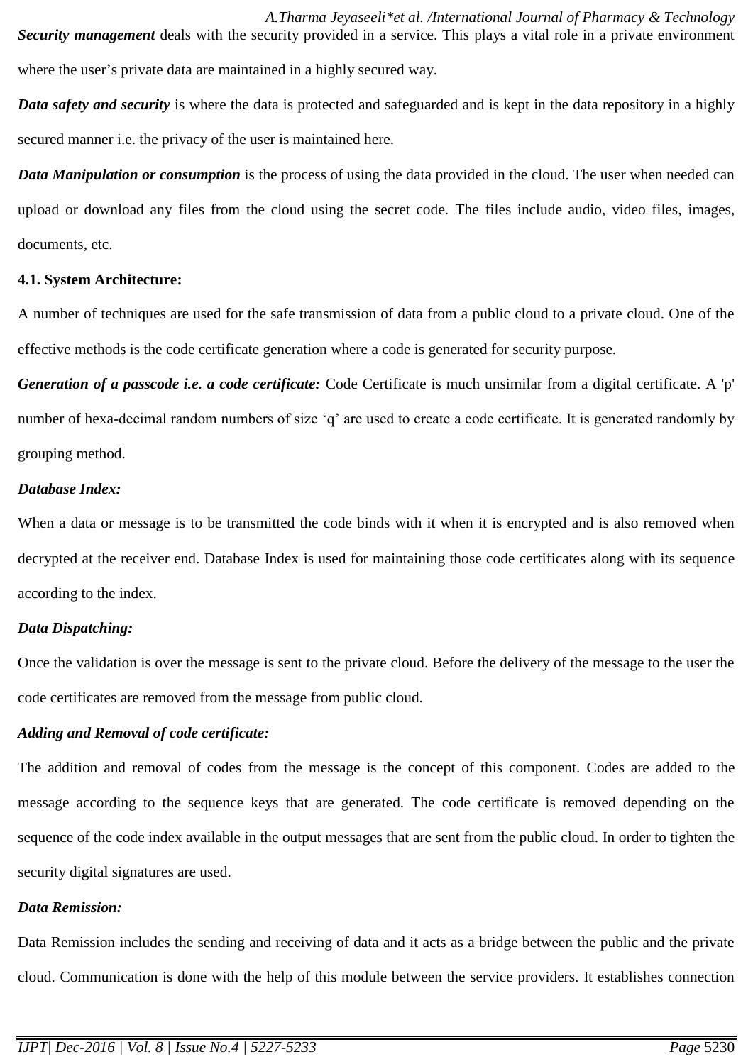***Security management*** deals with the security provided in a service. This plays a vital role in a private environment where the user's private data are maintained in a highly secured way.

***Data safety and security*** is where the data is protected and safeguarded and is kept in the data repository in a highly secured manner i.e. the privacy of the user is maintained here.

***Data Manipulation or consumption*** is the process of using the data provided in the cloud. The user when needed can upload or download any files from the cloud using the secret code. The files include audio, video files, images, documents, etc.

**4.1. System Architecture:**

A number of techniques are used for the safe transmission of data from a public cloud to a private cloud. One of the effective methods is the code certificate generation where a code is generated for security purpose.

***Generation of a passcode i.e. a code certificate:*** Code Certificate is much unsimilar from a digital certificate. A 'p' number of hexa-decimal random numbers of size 'q' are used to create a code certificate. It is generated randomly by grouping method.

***Database Index:***

When a data or message is to be transmitted the code binds with it when it is encrypted and is also removed when decrypted at the receiver end. Database Index is used for maintaining those code certificates along with its sequence according to the index.

***Data Dispatching:***

Once the validation is over the message is sent to the private cloud. Before the delivery of the message to the user the code certificates are removed from the message from public cloud.

***Adding and Removal of code certificate:***

The addition and removal of codes from the message is the concept of this component. Codes are added to the message according to the sequence keys that are generated. The code certificate is removed depending on the sequence of the code index available in the output messages that are sent from the public cloud. In order to tighten the security digital signatures are used.

***Data Remission:***

Data Remission includes the sending and receiving of data and it acts as a bridge between the public and the private cloud. Communication is done with the help of this module between the service providers. It establishes connection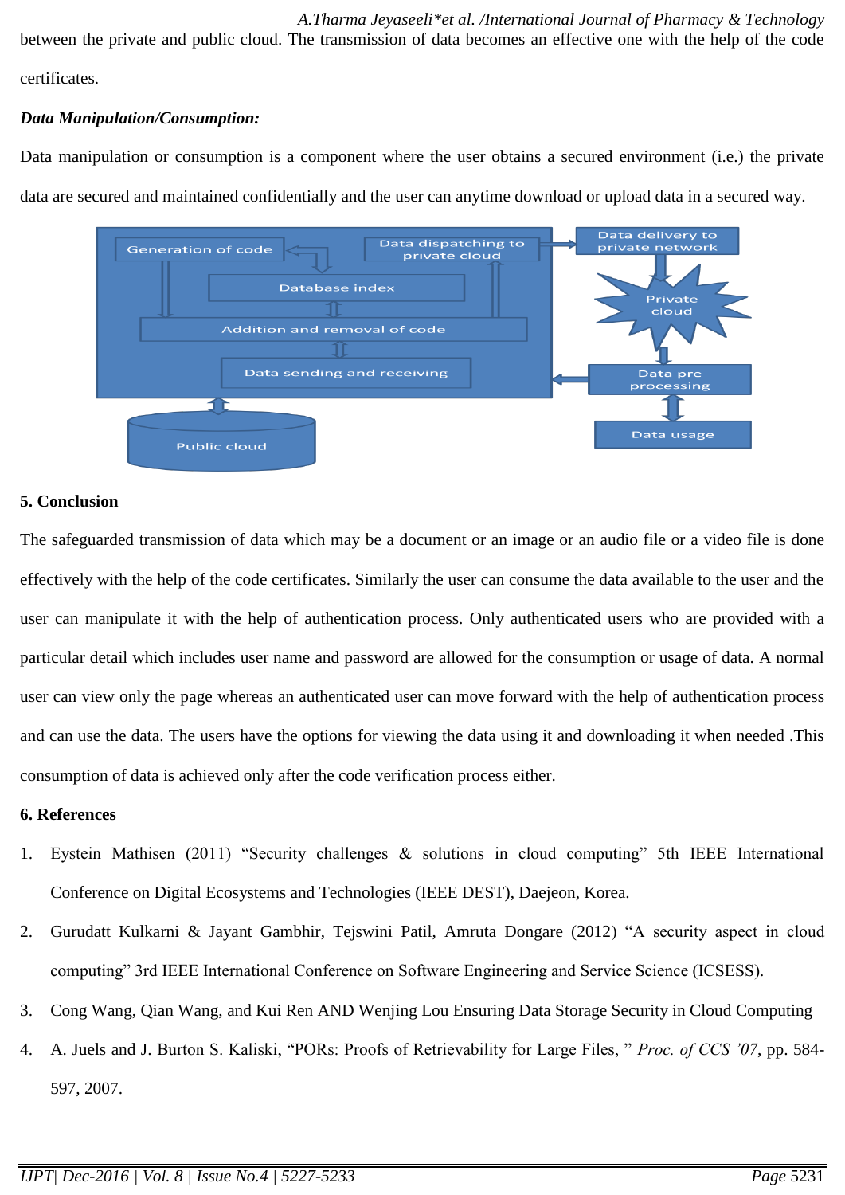between the private and public cloud. The transmission of data becomes an effective one with the help of the code certificates.

***Data Manipulation/Consumption:***

Data manipulation or consumption is a component where the user obtains a secured environment (i.e.) the private data are secured and maintained confidentially and the user can anytime download or upload data in a secured way.

## 5. Conclusion

The safeguarded transmission of data which may be a document or an image or an audio file or a video file is done effectively with the help of the code certificates. Similarly the user can consume the data available to the user and the user can manipulate it with the help of authentication process. Only authenticated users who are provided with a particular detail which includes user name and password are allowed for the consumption or usage of data. A normal user can view only the page whereas an authenticated user can move forward with the help of authentication process and can use the data. The users have the options for viewing the data using it and downloading it when needed .This consumption of data is achieved only after the code verification process either.

## 6. References

1. Eystein Mathisen (2011) "Security challenges & solutions in cloud computing" 5th IEEE International Conference on Digital Ecosystems and Technologies (IEEE DEST), Daejeon, Korea.
2. Gurudatt Kulkarni & Jayant Gambhir, Tejswini Patil, Amruta Dongare (2012) "A security aspect in cloud computing" 3rd IEEE International Conference on Software Engineering and Service Science (ICSESS).
3. Cong Wang, Qian Wang, and Kui Ren AND Wenjing Lou Ensuring Data Storage Security in Cloud Computing
4. A. Juels and J. Burton S. Kaliski, "PORs: Proofs of Retrievability for Large Files, " *Proc. of CCS '07*, pp. 584-597, 2007.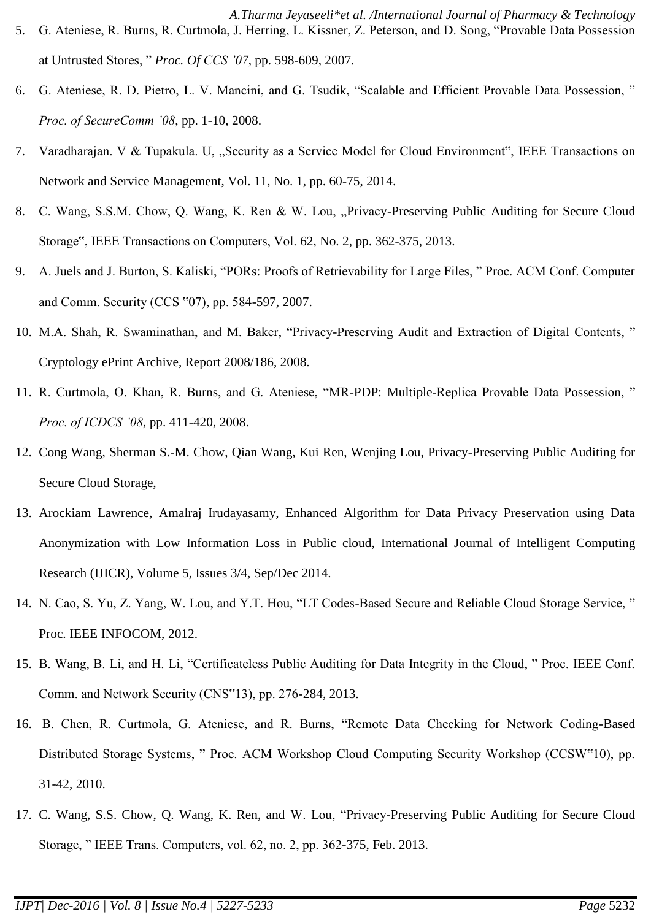5. G. Ateniese, R. Burns, R. Curtmola, J. Herring, L. Kissner, Z. Peterson, and D. Song, "Provable Data Possession at Untrusted Stores, " *Proc. Of CCS '07*, pp. 598-609, 2007.
6. G. Ateniese, R. D. Pietro, L. V. Mancini, and G. Tsudik, "Scalable and Efficient Provable Data Possession, " *Proc. of SecureComm '08*, pp. 1-10, 2008.
7. Varadharajan. V & Tupakula. U, „Security as a Service Model for Cloud Environment", IEEE Transactions on Network and Service Management, Vol. 11, No. 1, pp. 60-75, 2014.
8. C. Wang, S.S.M. Chow, Q. Wang, K. Ren & W. Lou, „Privacy-Preserving Public Auditing for Secure Cloud Storage", IEEE Transactions on Computers, Vol. 62, No. 2, pp. 362-375, 2013.
9. A. Juels and J. Burton, S. Kaliski, "PORs: Proofs of Retrievability for Large Files, " Proc. ACM Conf. Computer and Comm. Security (CCS "07), pp. 584-597, 2007.
10. M.A. Shah, R. Swaminathan, and M. Baker, "Privacy-Preserving Audit and Extraction of Digital Contents, " Cryptology ePrint Archive, Report 2008/186, 2008.
11. R. Curtmola, O. Khan, R. Burns, and G. Ateniese, "MR-PDP: Multiple-Replica Provable Data Possession, " *Proc. of ICDCS '08*, pp. 411-420, 2008.
12. Cong Wang, Sherman S.-M. Chow, Qian Wang, Kui Ren, Wenjing Lou, Privacy-Preserving Public Auditing for Secure Cloud Storage,
13. Arockiam Lawrence, Amalraj Irudayasamy, Enhanced Algorithm for Data Privacy Preservation using Data Anonymization with Low Information Loss in Public cloud, International Journal of Intelligent Computing Research (IJICR), Volume 5, Issues 3/4, Sep/Dec 2014.
14. N. Cao, S. Yu, Z. Yang, W. Lou, and Y.T. Hou, "LT Codes-Based Secure and Reliable Cloud Storage Service, " Proc. IEEE INFOCOM, 2012.
15. B. Wang, B. Li, and H. Li, "Certificateless Public Auditing for Data Integrity in the Cloud, " Proc. IEEE Conf. Comm. and Network Security (CNS"13), pp. 276-284, 2013.
16. B. Chen, R. Curtmola, G. Ateniese, and R. Burns, "Remote Data Checking for Network Coding-Based Distributed Storage Systems, " Proc. ACM Workshop Cloud Computing Security Workshop (CCSW"10), pp. 31-42, 2010.
17. C. Wang, S.S. Chow, Q. Wang, K. Ren, and W. Lou, "Privacy-Preserving Public Auditing for Secure Cloud Storage, " IEEE Trans. Computers, vol. 62, no. 2, pp. 362-375, Feb. 2013.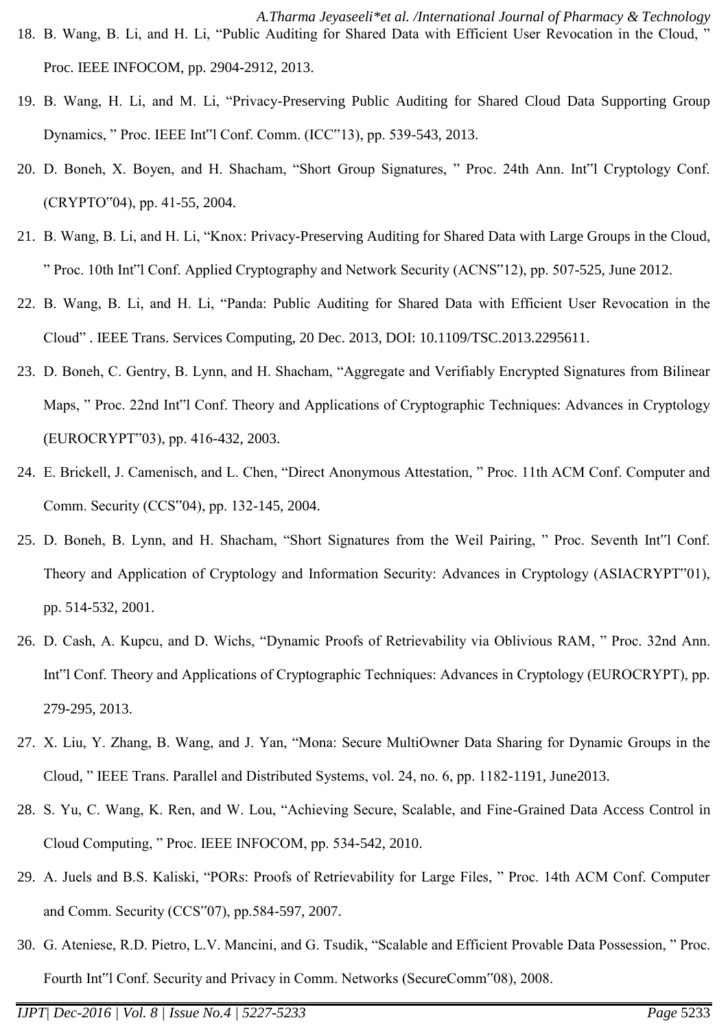18. B. Wang, B. Li, and H. Li, "Public Auditing for Shared Data with Efficient User Revocation in the Cloud, " Proc. IEEE INFOCOM, pp. 2904-2912, 2013.
19. B. Wang, H. Li, and M. Li, "Privacy-Preserving Public Auditing for Shared Cloud Data Supporting Group Dynamics, " Proc. IEEE Int‟l Conf. Comm. (ICC‟13), pp. 539-543, 2013.
20. D. Boneh, X. Boyen, and H. Shacham, "Short Group Signatures, " Proc. 24th Ann. Int‟l Cryptology Conf. (CRYPTO‟04), pp. 41-55, 2004.
21. B. Wang, B. Li, and H. Li, "Knox: Privacy-Preserving Auditing for Shared Data with Large Groups in the Cloud, " Proc. 10th Int‟l Conf. Applied Cryptography and Network Security (ACNS‟12), pp. 507-525, June 2012.
22. B. Wang, B. Li, and H. Li, "Panda: Public Auditing for Shared Data with Efficient User Revocation in the Cloud" . IEEE Trans. Services Computing, 20 Dec. 2013, DOI: 10.1109/TSC.2013.2295611.
23. D. Boneh, C. Gentry, B. Lynn, and H. Shacham, "Aggregate and Verifiably Encrypted Signatures from Bilinear Maps, " Proc. 22nd Int‟l Conf. Theory and Applications of Cryptographic Techniques: Advances in Cryptology (EUROCRYPT‟03), pp. 416-432, 2003.
24. E. Brickell, J. Camenisch, and L. Chen, "Direct Anonymous Attestation, " Proc. 11th ACM Conf. Computer and Comm. Security (CCS‟04), pp. 132-145, 2004.
25. D. Boneh, B. Lynn, and H. Shacham, "Short Signatures from the Weil Pairing, " Proc. Seventh Int‟l Conf. Theory and Application of Cryptology and Information Security: Advances in Cryptology (ASIACRYPT‟01), pp. 514-532, 2001.
26. D. Cash, A. Kupcu, and D. Wichs, "Dynamic Proofs of Retrievability via Oblivious RAM, " Proc. 32nd Ann. Int‟l Conf. Theory and Applications of Cryptographic Techniques: Advances in Cryptology (EUROCRYPT), pp. 279-295, 2013.
27. X. Liu, Y. Zhang, B. Wang, and J. Yan, "Mona: Secure MultiOwner Data Sharing for Dynamic Groups in the Cloud, " IEEE Trans. Parallel and Distributed Systems, vol. 24, no. 6, pp. 1182-1191, June2013.
28. S. Yu, C. Wang, K. Ren, and W. Lou, "Achieving Secure, Scalable, and Fine-Grained Data Access Control in Cloud Computing, " Proc. IEEE INFOCOM, pp. 534-542, 2010.
29. A. Juels and B.S. Kaliski, "PORs: Proofs of Retrievability for Large Files, " Proc. 14th ACM Conf. Computer and Comm. Security (CCS‟07), pp.584-597, 2007.
30. G. Ateniese, R.D. Pietro, L.V. Mancini, and G. Tsudik, "Scalable and Efficient Provable Data Possession, " Proc. Fourth Int‟l Conf. Security and Privacy in Comm. Networks (SecureComm‟08), 2008.